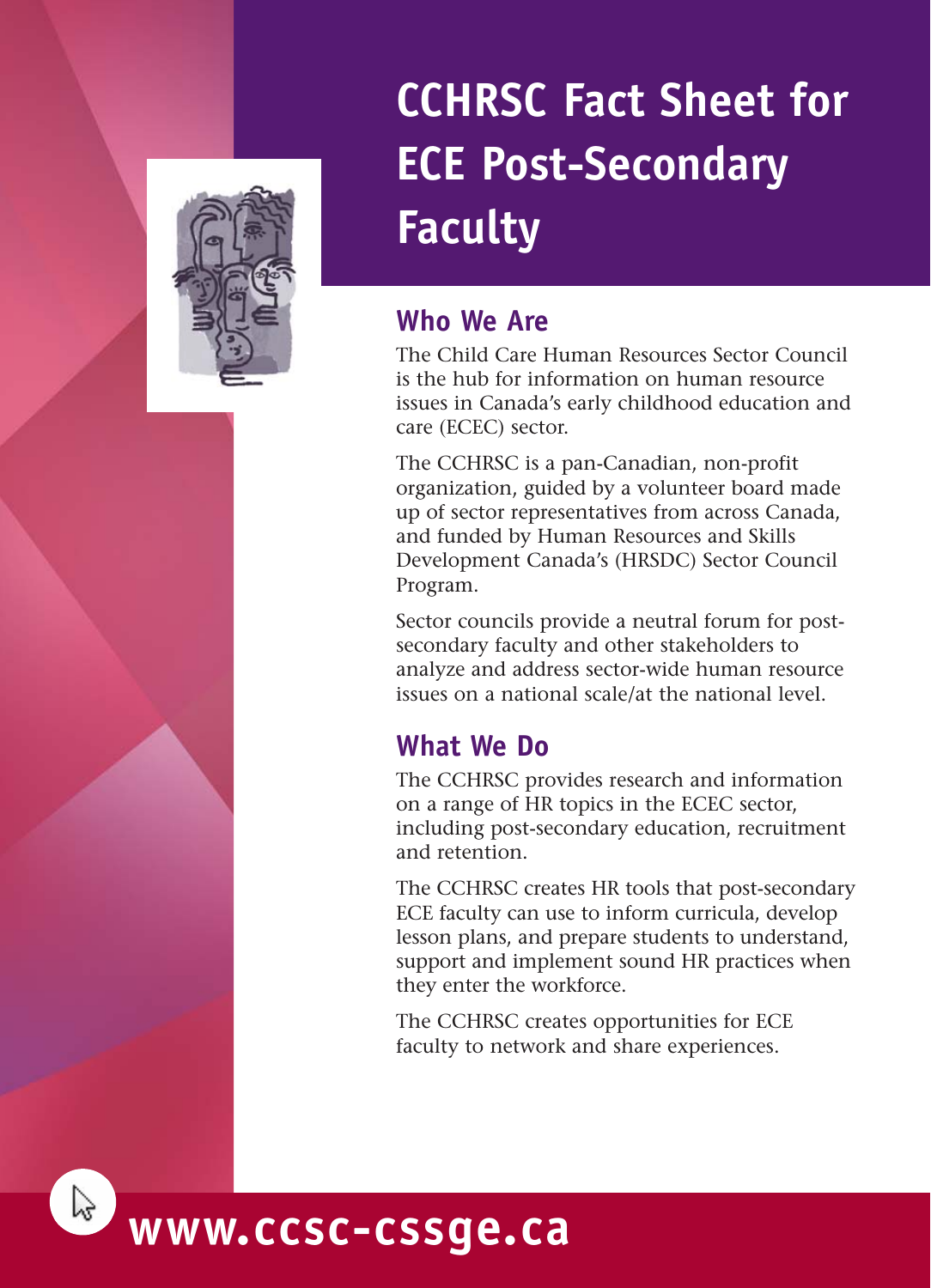# CCHRSC Fact Sheet for ECE Post-Secondary Faculty

## Who We Are

The Child Care Human Resources Sector Council is the hub for information on human resource issues in Canada's early childhood education and care (ECEC) sector.

The CCHRSC is a pan-Canadian, non-profit organization, guided by a volunteer board made up of sector representatives from across Canada, and funded by Human Resources and Skills Development Canada's (HRSDC) Sector Council Program.

Sector councils provide a neutral forum for post-secondary faculty and other stakeholders to analyze and address sector-wide human resource issues on a national scale/at the national level.

## What We Do

The CCHRSC provides research and information on a range of HR topics in the ECEC sector, including post-secondary education, recruitment and retention.

The CCHRSC creates HR tools that post-secondary ECE faculty can use to inform curricula, develop lesson plans, and prepare students to understand, support and implement sound HR practices when they enter the workforce.

The CCHRSC creates opportunities for ECE faculty to network and share experiences.

**www.ccsc-cssge.ca**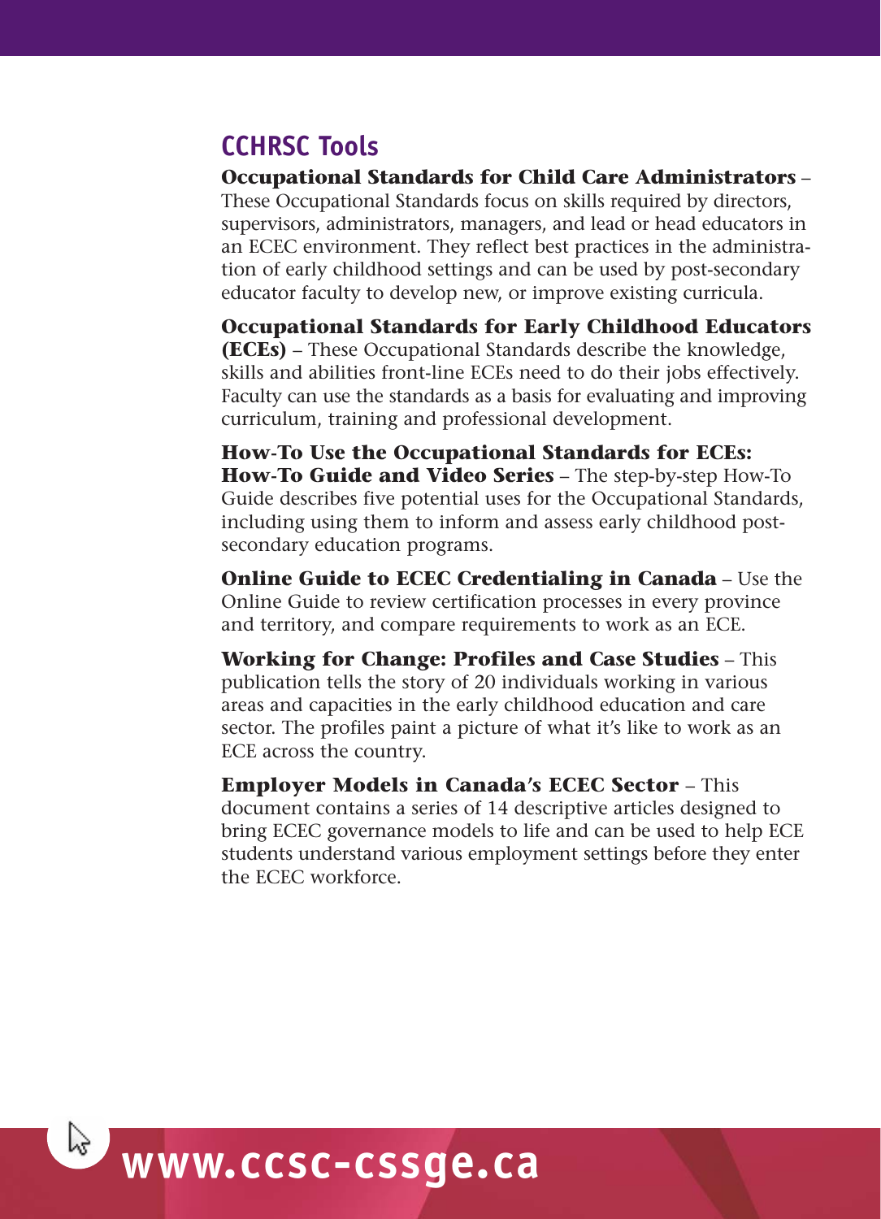## CCHRSC Tools

**Occupational Standards for Child Care Administrators** – These Occupational Standards focus on skills required by directors, supervisors, administrators, managers, and lead or head educators in an ECEC environment. They reflect best practices in the administration of early childhood settings and can be used by post-secondary educator faculty to develop new, or improve existing curricula.

**Occupational Standards for Early Childhood Educators (ECEs)** – These Occupational Standards describe the knowledge, skills and abilities front-line ECEs need to do their jobs effectively. Faculty can use the standards as a basis for evaluating and improving curriculum, training and professional development.

**How-To Use the Occupational Standards for ECEs: How-To Guide and Video Series** – The step-by-step How-To Guide describes five potential uses for the Occupational Standards, including using them to inform and assess early childhood post-secondary education programs.

**Online Guide to ECEC Credentialing in Canada** – Use the Online Guide to review certification processes in every province and territory, and compare requirements to work as an ECE.

**Working for Change: Profiles and Case Studies** – This publication tells the story of 20 individuals working in various areas and capacities in the early childhood education and care sector. The profiles paint a picture of what it's like to work as an ECE across the country.

**Employer Models in Canada's ECEC Sector** – This document contains a series of 14 descriptive articles designed to bring ECEC governance models to life and can be used to help ECE students understand various employment settings before they enter the ECEC workforce.

**www.ccsc-cssge.ca**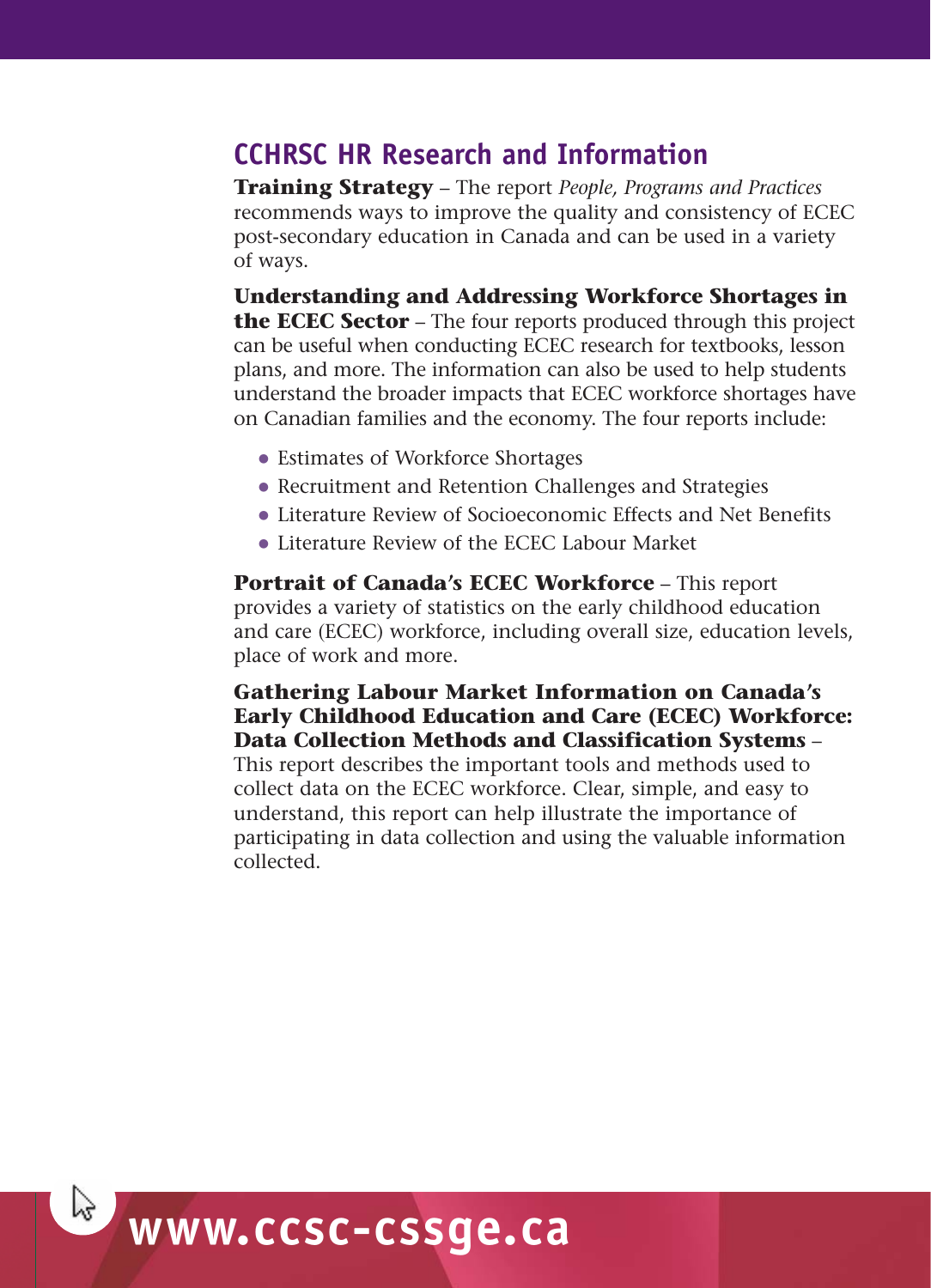## CCHRSC HR Research and Information

**Training Strategy** – The report *People, Programs and Practices* recommends ways to improve the quality and consistency of ECEC post-secondary education in Canada and can be used in a variety of ways.

**Understanding and Addressing Workforce Shortages in the ECEC Sector** – The four reports produced through this project can be useful when conducting ECEC research for textbooks, lesson plans, and more. The information can also be used to help students understand the broader impacts that ECEC workforce shortages have on Canadian families and the economy. The four reports include:

- Estimates of Workforce Shortages
- Recruitment and Retention Challenges and Strategies
- Literature Review of Socioeconomic Effects and Net Benefits
- Literature Review of the ECEC Labour Market

**Portrait of Canada's ECEC Workforce** – This report provides a variety of statistics on the early childhood education and care (ECEC) workforce, including overall size, education levels, place of work and more.

**Gathering Labour Market Information on Canada's Early Childhood Education and Care (ECEC) Workforce: Data Collection Methods and Classification Systems** – This report describes the important tools and methods used to collect data on the ECEC workforce. Clear, simple, and easy to understand, this report can help illustrate the importance of participating in data collection and using the valuable information collected.

**www.ccsc-cssge.ca**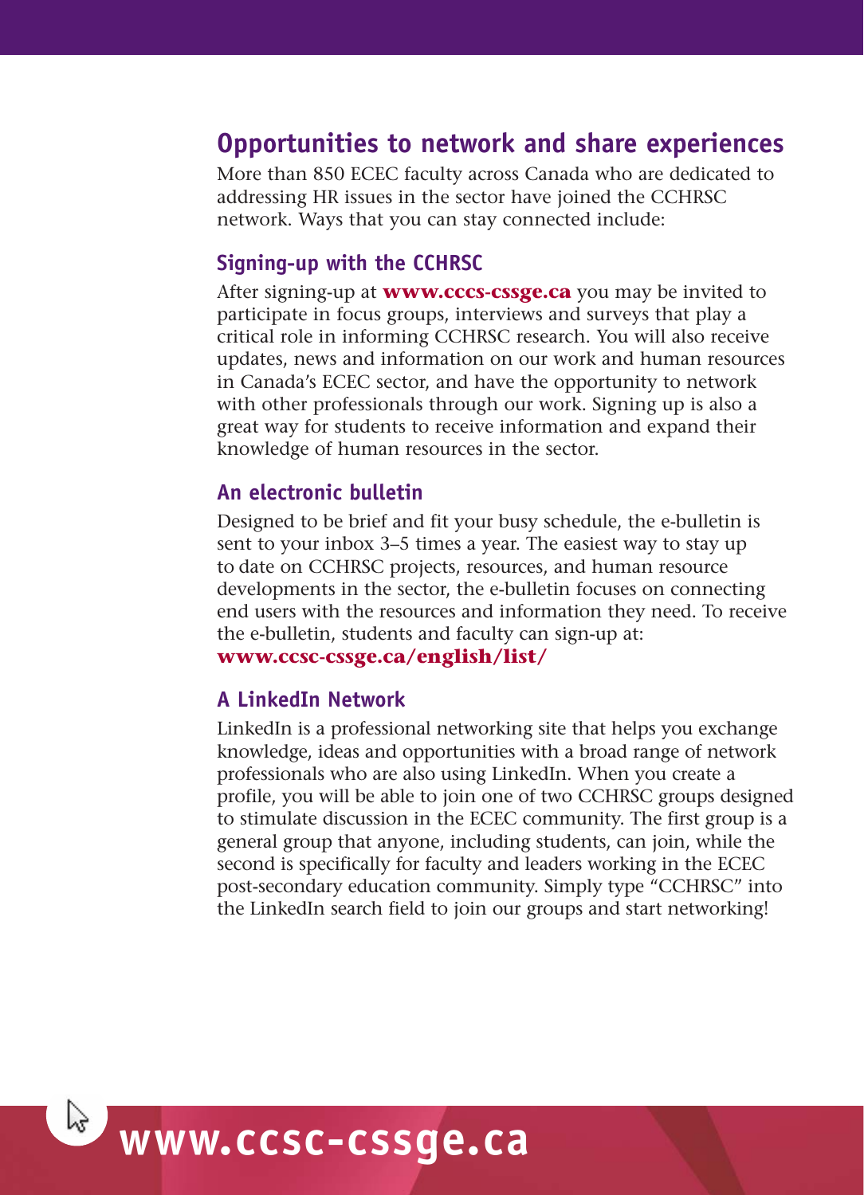## Opportunities to network and share experiences

More than 850 ECEC faculty across Canada who are dedicated to addressing HR issues in the sector have joined the CCHRSC network. Ways that you can stay connected include:

### Signing-up with the CCHRSC

After signing-up at **www.cccs-cssge.ca** you may be invited to participate in focus groups, interviews and surveys that play a critical role in informing CCHRSC research. You will also receive updates, news and information on our work and human resources in Canada's ECEC sector, and have the opportunity to network with other professionals through our work. Signing up is also a great way for students to receive information and expand their knowledge of human resources in the sector.

### An electronic bulletin

Designed to be brief and fit your busy schedule, the e-bulletin is sent to your inbox 3–5 times a year. The easiest way to stay up to date on CCHRSC projects, resources, and human resource developments in the sector, the e-bulletin focuses on connecting end users with the resources and information they need. To receive the e-bulletin, students and faculty can sign-up at: **www.ccsc-cssge.ca/english/list/**

### A LinkedIn Network

LinkedIn is a professional networking site that helps you exchange knowledge, ideas and opportunities with a broad range of network professionals who are also using LinkedIn. When you create a profile, you will be able to join one of two CCHRSC groups designed to stimulate discussion in the ECEC community. The first group is a general group that anyone, including students, can join, while the second is specifically for faculty and leaders working in the ECEC post-secondary education community. Simply type "CCHRSC" into the LinkedIn search field to join our groups and start networking!

**www.ccsc-cssge.ca**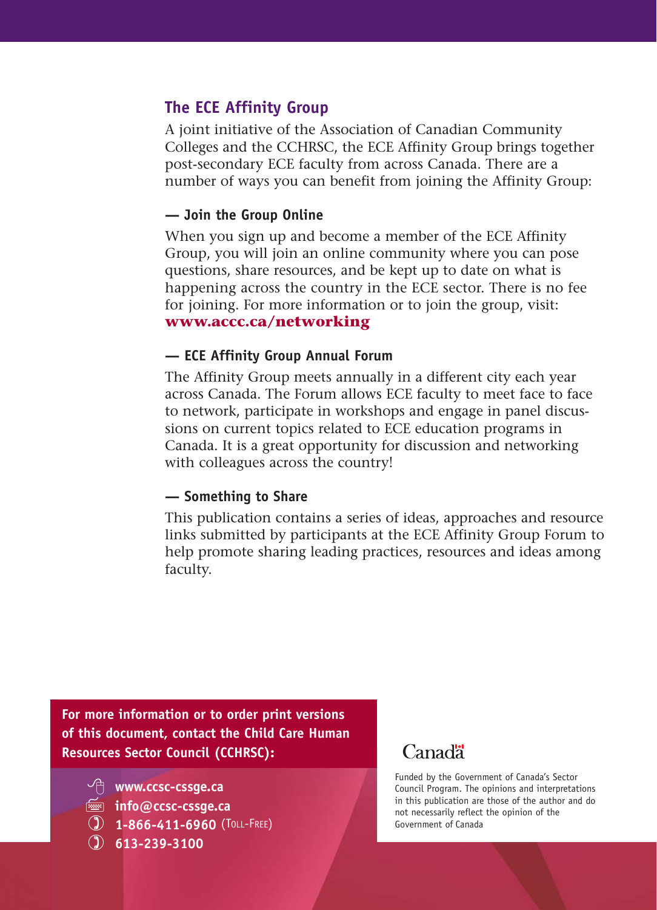## The ECE Affinity Group

A joint initiative of the Association of Canadian Community Colleges and the CCHRSC, the ECE Affinity Group brings together post-secondary ECE faculty from across Canada. There are a number of ways you can benefit from joining the Affinity Group:

### — Join the Group Online

When you sign up and become a member of the ECE Affinity Group, you will join an online community where you can pose questions, share resources, and be kept up to date on what is happening across the country in the ECE sector. There is no fee for joining. For more information or to join the group, visit: **www.accc.ca/networking**

### — ECE Affinity Group Annual Forum

The Affinity Group meets annually in a different city each year across Canada. The Forum allows ECE faculty to meet face to face to network, participate in workshops and engage in panel discussions on current topics related to ECE education programs in Canada. It is a great opportunity for discussion and networking with colleagues across the country!

### — Something to Share

This publication contains a series of ideas, approaches and resource links submitted by participants at the ECE Affinity Group Forum to help promote sharing leading practices, resources and ideas among faculty.

**For more information or to order print versions of this document, contact the Child Care Human Resources Sector Council (CCHRSC):**

- **www.ccsc-cssge.ca**
- **info@ccsc-cssge.ca**
- **1-866-411-6960** (Toll-Free)
- **613-239-3100**

Canada

Funded by the Government of Canada's Sector Council Program. The opinions and interpretations in this publication are those of the author and do not necessarily reflect the opinion of the Government of Canada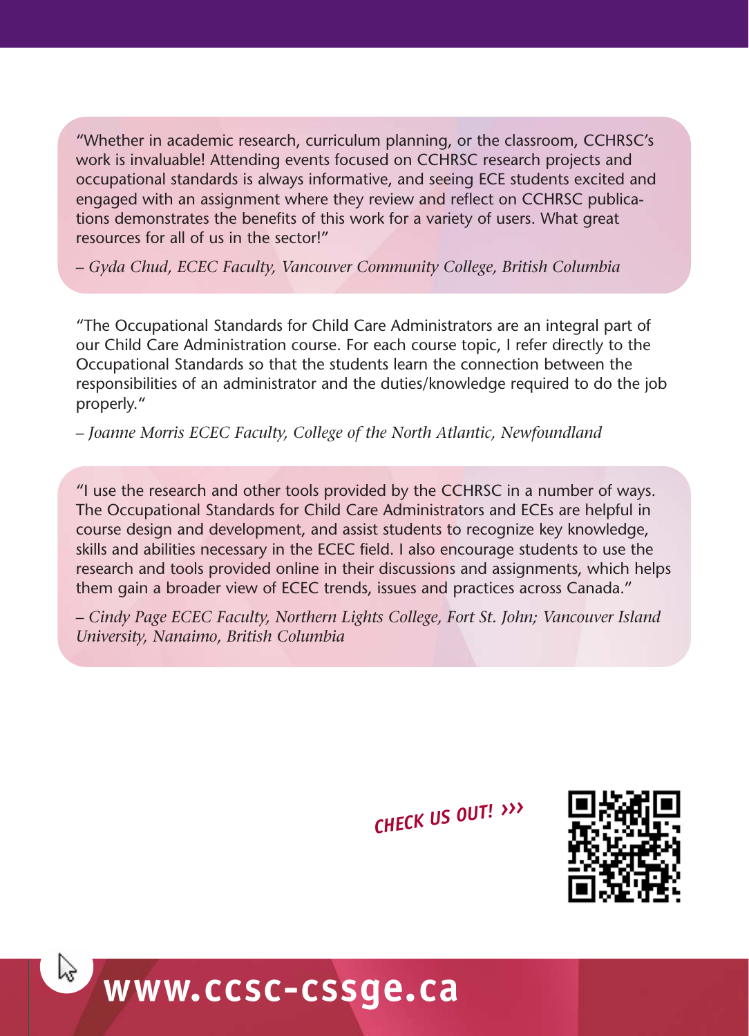"Whether in academic research, curriculum planning, or the classroom, CCHRSC's work is invaluable! Attending events focused on CCHRSC research projects and occupational standards is always informative, and seeing ECE students excited and engaged with an assignment where they review and reflect on CCHRSC publications demonstrates the benefits of this work for a variety of users. What great resources for all of us in the sector!"

*– Gyda Chud, ECEC Faculty, Vancouver Community College, British Columbia*

"The Occupational Standards for Child Care Administrators are an integral part of our Child Care Administration course. For each course topic, I refer directly to the Occupational Standards so that the students learn the connection between the responsibilities of an administrator and the duties/knowledge required to do the job properly."

*– Joanne Morris ECEC Faculty, College of the North Atlantic, Newfoundland*

"I use the research and other tools provided by the CCHRSC in a number of ways. The Occupational Standards for Child Care Administrators and ECEs are helpful in course design and development, and assist students to recognize key knowledge, skills and abilities necessary in the ECEC field. I also encourage students to use the research and tools provided online in their discussions and assignments, which helps them gain a broader view of ECEC trends, issues and practices across Canada."

*– Cindy Page ECEC Faculty, Northern Lights College, Fort St. John; Vancouver Island University, Nanaimo, British Columbia*

CHECK US OUT! ›››

**www.ccsc-cssge.ca**